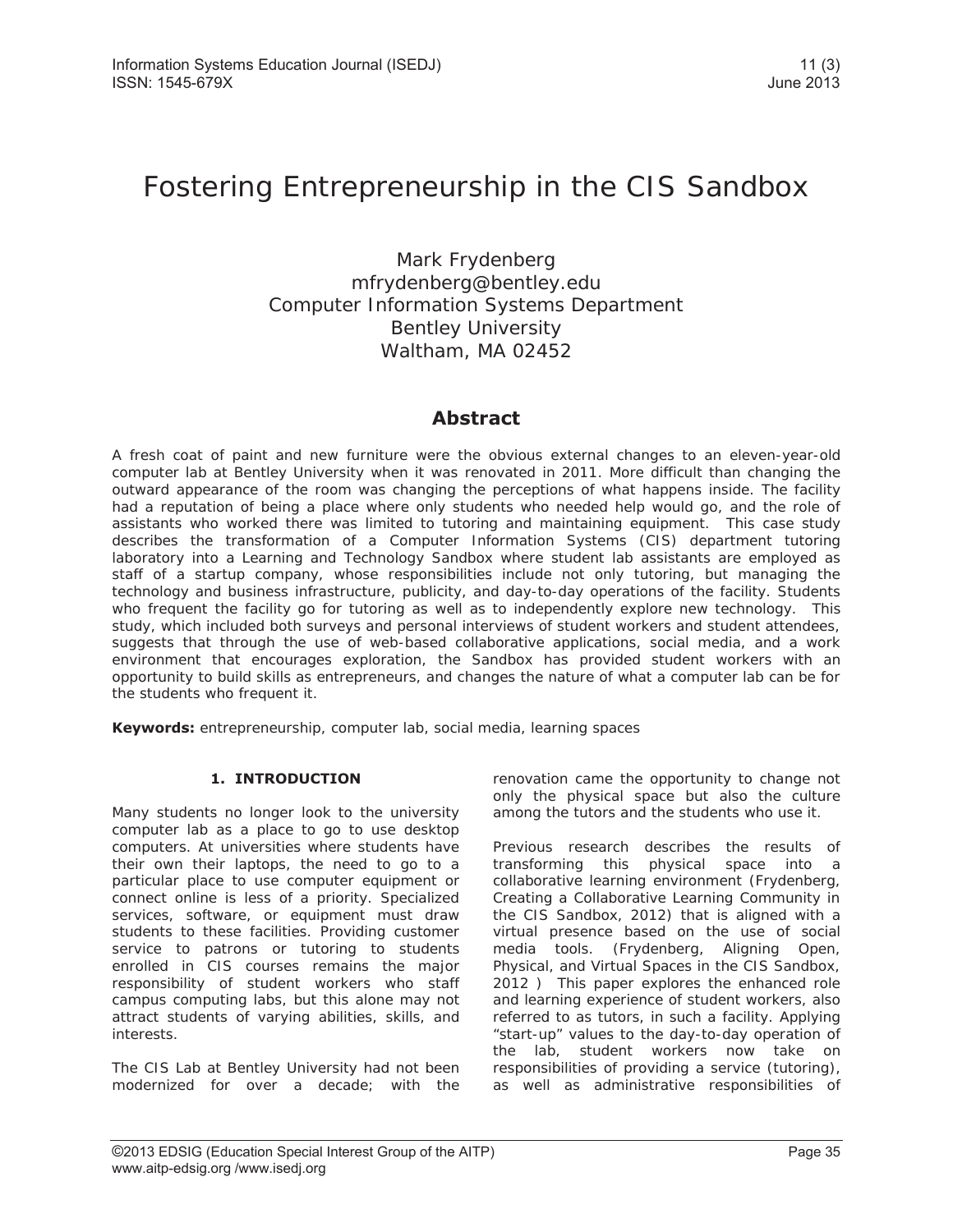# Fostering Entrepreneurship in the CIS Sandbox

Mark Frydenberg
mfrydenberg@bentley.edu
Computer Information Systems Department
Bentley University
Waltham, MA 02452

## Abstract

A fresh coat of paint and new furniture were the obvious external changes to an eleven-year-old computer lab at Bentley University when it was renovated in 2011. More difficult than changing the outward appearance of the room was changing the perceptions of what happens inside. The facility had a reputation of being a place where only students who needed help would go, and the role of assistants who worked there was limited to tutoring and maintaining equipment. This case study describes the transformation of a Computer Information Systems (CIS) department tutoring laboratory into a Learning and Technology Sandbox where student lab assistants are employed as staff of a startup company, whose responsibilities include not only tutoring, but managing the technology and business infrastructure, publicity, and day-to-day operations of the facility. Students who frequent the facility go for tutoring as well as to independently explore new technology. This study, which included both surveys and personal interviews of student workers and student attendees, suggests that through the use of web-based collaborative applications, social media, and a work environment that encourages exploration, the Sandbox has provided student workers with an opportunity to build skills as entrepreneurs, and changes the nature of what a computer lab can be for the students who frequent it.

**Keywords:** entrepreneurship, computer lab, social media, learning spaces

## 1. INTRODUCTION

Many students no longer look to the university computer lab as a place to go to use desktop computers. At universities where students have their own their laptops, the need to go to a particular place to use computer equipment or connect online is less of a priority. Specialized services, software, or equipment must draw students to these facilities. Providing customer service to patrons or tutoring to students enrolled in CIS courses remains the major responsibility of student workers who staff campus computing labs, but this alone may not attract students of varying abilities, skills, and interests.

The CIS Lab at Bentley University had not been modernized for over a decade; with the renovation came the opportunity to change not only the physical space but also the culture among the tutors and the students who use it.

Previous research describes the results of transforming this physical space into a collaborative learning environment (Frydenberg, Creating a Collaborative Learning Community in the CIS Sandbox, 2012) that is aligned with a virtual presence based on the use of social media tools. (Frydenberg, Aligning Open, Physical, and Virtual Spaces in the CIS Sandbox, 2012 ) This paper explores the enhanced role and learning experience of student workers, also referred to as tutors, in such a facility. Applying "start-up" values to the day-to-day operation of the lab, student workers now take on responsibilities of providing a service (tutoring), as well as administrative responsibilities of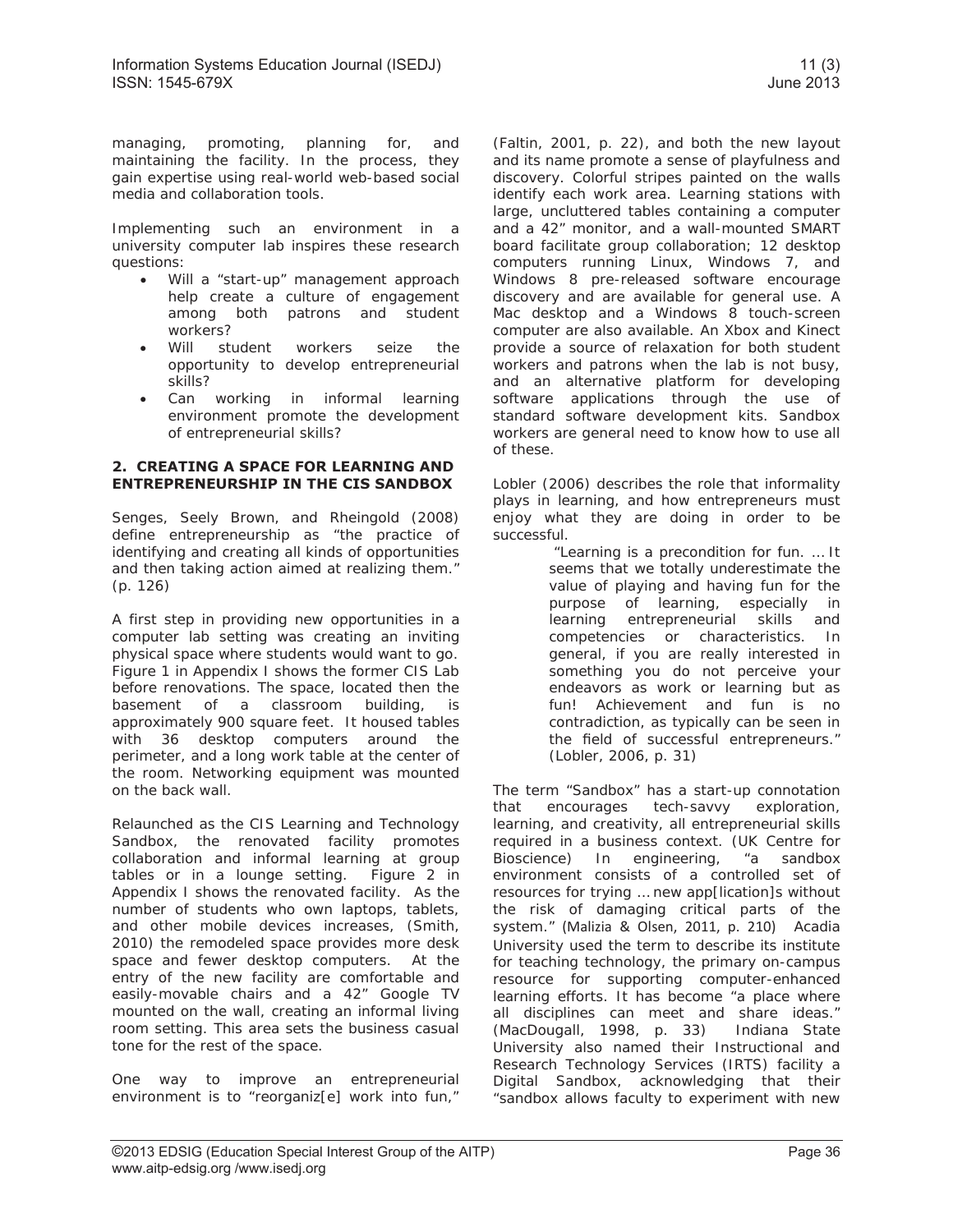managing, promoting, planning for, and maintaining the facility. In the process, they gain expertise using real-world web-based social media and collaboration tools.

Implementing such an environment in a university computer lab inspires these research questions:

- Will a "start-up" management approach help create a culture of engagement among both patrons and student workers?
- Will student workers seize the opportunity to develop entrepreneurial skills?
- Can working in informal learning environment promote the development of entrepreneurial skills?

## 2. CREATING A SPACE FOR LEARNING AND ENTREPRENEURSHIP IN THE CIS SANDBOX

Senges, Seely Brown, and Rheingold (2008) define entrepreneurship as "the practice of identifying and creating all kinds of opportunities and then taking action aimed at realizing them." (p. 126)

A first step in providing new opportunities in a computer lab setting was creating an inviting physical space where students would want to go. Figure 1 in Appendix I shows the former CIS Lab before renovations. The space, located then the basement of a classroom building, is approximately 900 square feet. It housed tables with 36 desktop computers around the perimeter, and a long work table at the center of the room. Networking equipment was mounted on the back wall.

Relaunched as the CIS Learning and Technology Sandbox, the renovated facility promotes collaboration and informal learning at group tables or in a lounge setting. Figure 2 in Appendix I shows the renovated facility. As the number of students who own laptops, tablets, and other mobile devices increases, (Smith, 2010) the remodeled space provides more desk space and fewer desktop computers. At the entry of the new facility are comfortable and easily-movable chairs and a 42" Google TV mounted on the wall, creating an informal living room setting. This area sets the business casual tone for the rest of the space.

One way to improve an entrepreneurial environment is to "reorganiz[e] work into fun," (Faltin, 2001, p. 22), and both the new layout and its name promote a sense of playfulness and discovery. Colorful stripes painted on the walls identify each work area. Learning stations with large, uncluttered tables containing a computer and a 42" monitor, and a wall-mounted SMART board facilitate group collaboration; 12 desktop computers running Linux, Windows 7, and Windows 8 pre-released software encourage discovery and are available for general use. A Mac desktop and a Windows 8 touch-screen computer are also available. An Xbox and Kinect provide a source of relaxation for both student workers and patrons when the lab is not busy, and an alternative platform for developing software applications through the use of standard software development kits. Sandbox workers are general need to know how to use all of these.

Lobler (2006) describes the role that informality plays in learning, and how entrepreneurs must enjoy what they are doing in order to be successful.

> "Learning is a precondition for fun. … It seems that we totally underestimate the value of playing and having fun for the purpose of learning, especially in learning entrepreneurial skills and competencies or characteristics. In general, if you are really interested in something you do not perceive your endeavors as work or learning but as fun! Achievement and fun is no contradiction, as typically can be seen in the field of successful entrepreneurs." (Lobler, 2006, p. 31)

The term "Sandbox" has a start-up connotation that encourages tech-savvy exploration, learning, and creativity, all entrepreneurial skills required in a business context. (UK Centre for Bioscience) In engineering, "a sandbox environment consists of a controlled set of resources for trying … new app[lication]s without the risk of damaging critical parts of the system." (Malizia & Olsen, 2011, p. 210) Acadia University used the term to describe its institute for teaching technology, the primary on-campus resource for supporting computer-enhanced learning efforts. It has become "a place where all disciplines can meet and share ideas." (MacDougall, 1998, p. 33) Indiana State University also named their Instructional and Research Technology Services (IRTS) facility a Digital Sandbox, acknowledging that their "sandbox allows faculty to experiment with new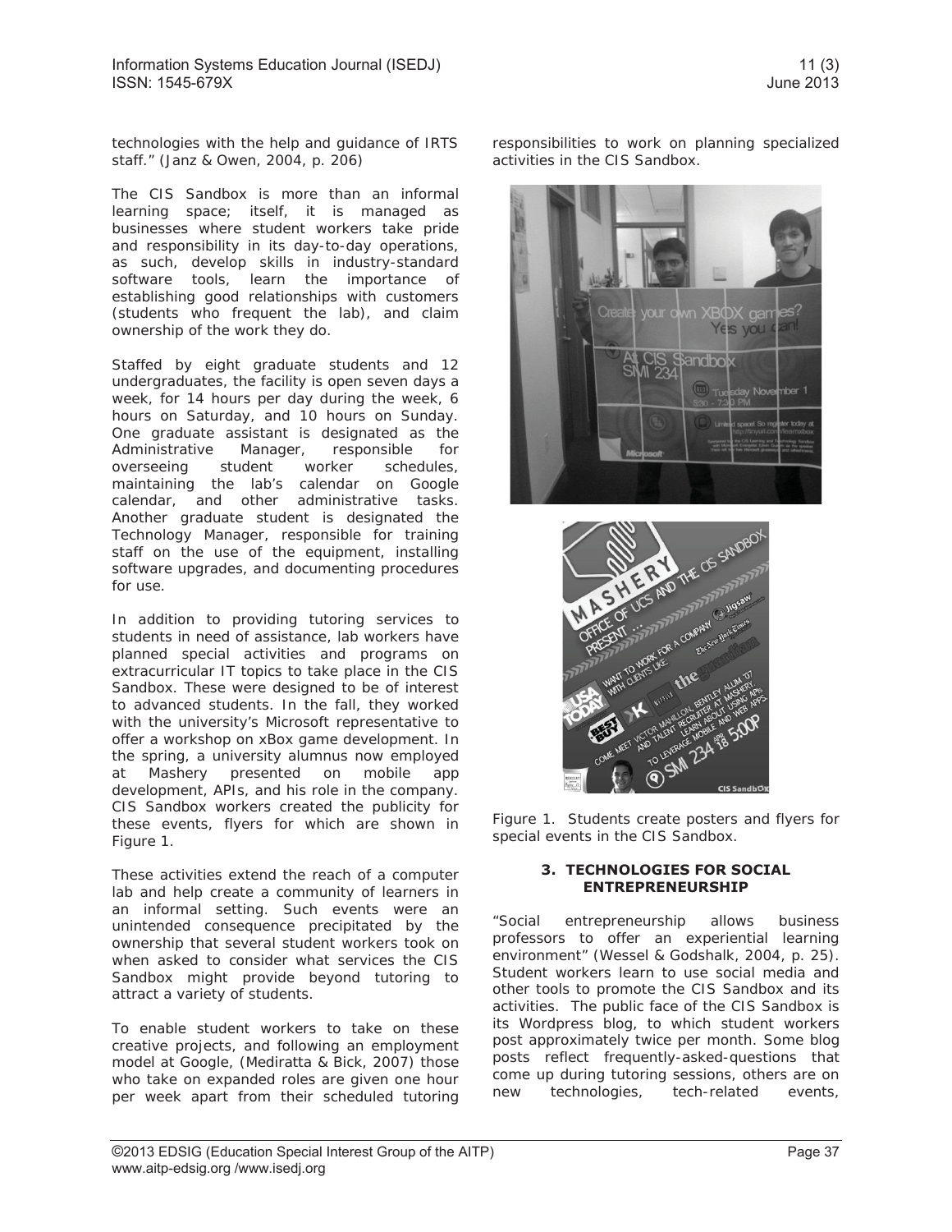technologies with the help and guidance of IRTS staff." (Janz & Owen, 2004, p. 206)

The CIS Sandbox is more than an informal learning space; itself, it is managed as businesses where student workers take pride and responsibility in its day-to-day operations, as such, develop skills in industry-standard software tools, learn the importance of establishing good relationships with customers (students who frequent the lab), and claim ownership of the work they do.

Staffed by eight graduate students and 12 undergraduates, the facility is open seven days a week, for 14 hours per day during the week, 6 hours on Saturday, and 10 hours on Sunday. One graduate assistant is designated as the Administrative Manager, responsible for overseeing student worker schedules, maintaining the lab's calendar on Google calendar, and other administrative tasks. Another graduate student is designated the Technology Manager, responsible for training staff on the use of the equipment, installing software upgrades, and documenting procedures for use.

In addition to providing tutoring services to students in need of assistance, lab workers have planned special activities and programs on extracurricular IT topics to take place in the CIS Sandbox. These were designed to be of interest to advanced students. In the fall, they worked with the university's Microsoft representative to offer a workshop on xBox game development. In the spring, a university alumnus now employed at Mashery presented on mobile app development, APIs, and his role in the company. CIS Sandbox workers created the publicity for these events, flyers for which are shown in Figure 1.

These activities extend the reach of a computer lab and help create a community of learners in an informal setting. Such events were an unintended consequence precipitated by the ownership that several student workers took on when asked to consider what services the CIS Sandbox might provide beyond tutoring to attract a variety of students.

To enable student workers to take on these creative projects, and following an employment model at Google, (Mediratta & Bick, 2007) those who take on expanded roles are given one hour per week apart from their scheduled tutoring responsibilities to work on planning specialized activities in the CIS Sandbox.

Figure 1. Students create posters and flyers for special events in the CIS Sandbox.

## 3. TECHNOLOGIES FOR SOCIAL ENTREPRENEURSHIP

"Social entrepreneurship allows business professors to offer an experiential learning environment" (Wessel & Godshalk, 2004, p. 25). Student workers learn to use social media and other tools to promote the CIS Sandbox and its activities. The public face of the CIS Sandbox is its Wordpress blog, to which student workers post approximately twice per month. Some blog posts reflect frequently-asked-questions that come up during tutoring sessions, others are on new technologies, tech-related events,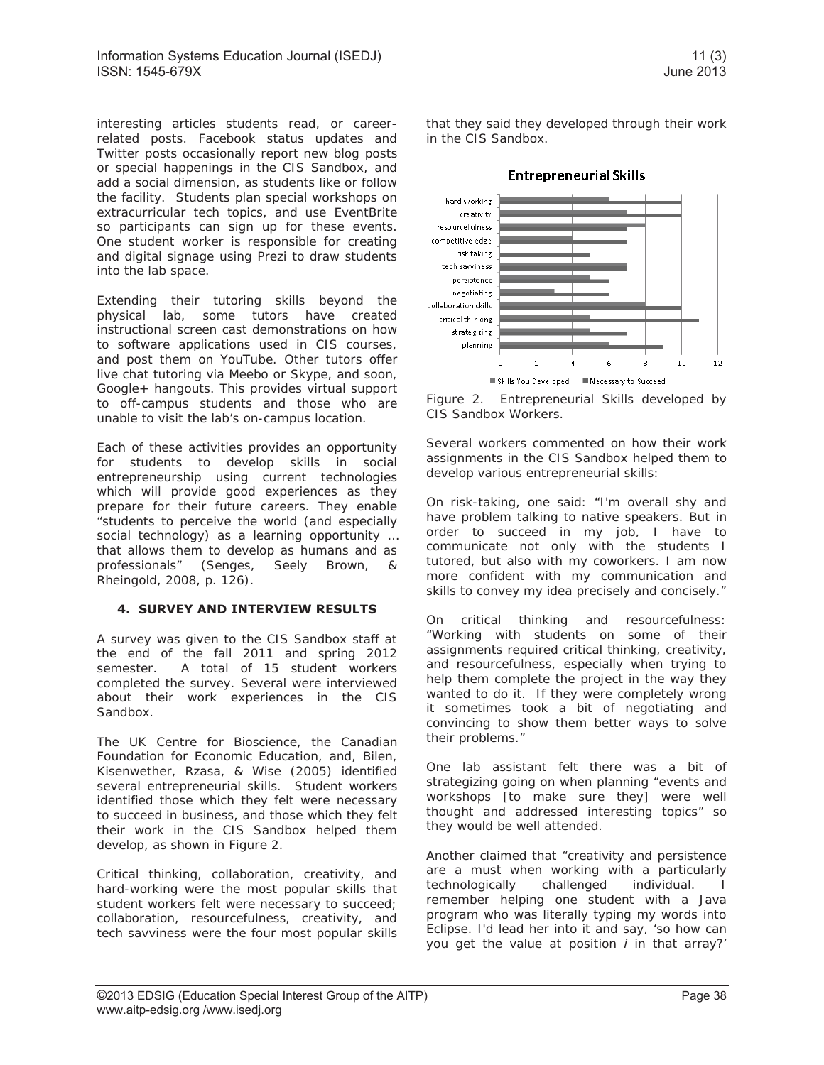interesting articles students read, or career-related posts. Facebook status updates and Twitter posts occasionally report new blog posts or special happenings in the CIS Sandbox, and add a social dimension, as students like or follow the facility. Students plan special workshops on extracurricular tech topics, and use EventBrite so participants can sign up for these events. One student worker is responsible for creating and digital signage using Prezi to draw students into the lab space.

Extending their tutoring skills beyond the physical lab, some tutors have created instructional screen cast demonstrations on how to software applications used in CIS courses, and post them on YouTube. Other tutors offer live chat tutoring via Meebo or Skype, and soon, Google+ hangouts. This provides virtual support to off-campus students and those who are unable to visit the lab's on-campus location.

Each of these activities provides an opportunity for students to develop skills in social entrepreneurship using current technologies which will provide good experiences as they prepare for their future careers. They enable "students to perceive the world (and especially social technology) as a learning opportunity … that allows them to develop as humans and as professionals" (Senges, Seely Brown, & Rheingold, 2008, p. 126).

## 4. SURVEY AND INTERVIEW RESULTS

A survey was given to the CIS Sandbox staff at the end of the fall 2011 and spring 2012 semester. A total of 15 student workers completed the survey. Several were interviewed about their work experiences in the CIS Sandbox.

The UK Centre for Bioscience, the Canadian Foundation for Economic Education, and, Bilen, Kisenwether, Rzasa, & Wise (2005) identified several entrepreneurial skills. Student workers identified those which they felt were necessary to succeed in business, and those which they felt their work in the CIS Sandbox helped them develop, as shown in Figure 2.

Critical thinking, collaboration, creativity, and hard-working were the most popular skills that student workers felt were necessary to succeed; collaboration, resourcefulness, creativity, and tech savviness were the four most popular skills that they said they developed through their work in the CIS Sandbox.

**Entrepreneurial Skills**

| Skill | Skills You Developed | Necessary to Succeed |
|---|---|---|
| hard-working | 6 | 10 |
| creativity | 7 | 10 |
| resourcefulness | 8 | 7 |
| competitive edge | 4 | 7 |
| risk taking | | 5 |
| tech savviness | 7 | 7 |
| persistence | 5 | 6 |
| negotiating | 3 | 6 |
| collaboration skills | 8 | 10 |
| critical thinking | 5 | 11 |
| strategizing | 5 | 7 |
| planning | 6 | 9 |

Figure 2. Entrepreneurial Skills developed by CIS Sandbox Workers.

Several workers commented on how their work assignments in the CIS Sandbox helped them to develop various entrepreneurial skills:

On risk-taking, one said: "I'm overall shy and have problem talking to native speakers. But in order to succeed in my job, I have to communicate not only with the students I tutored, but also with my coworkers. I am now more confident with my communication and skills to convey my idea precisely and concisely."

On critical thinking and resourcefulness: "Working with students on some of their assignments required critical thinking, creativity, and resourcefulness, especially when trying to help them complete the project in the way they wanted to do it. If they were completely wrong it sometimes took a bit of negotiating and convincing to show them better ways to solve their problems."

One lab assistant felt there was a bit of strategizing going on when planning "events and workshops [to make sure they] were well thought and addressed interesting topics" so they would be well attended.

Another claimed that "creativity and persistence are a must when working with a particularly technologically challenged individual. I remember helping one student with a Java program who was literally typing my words into Eclipse. I'd lead her into it and say, 'so how can you get the value at position *i* in that array?'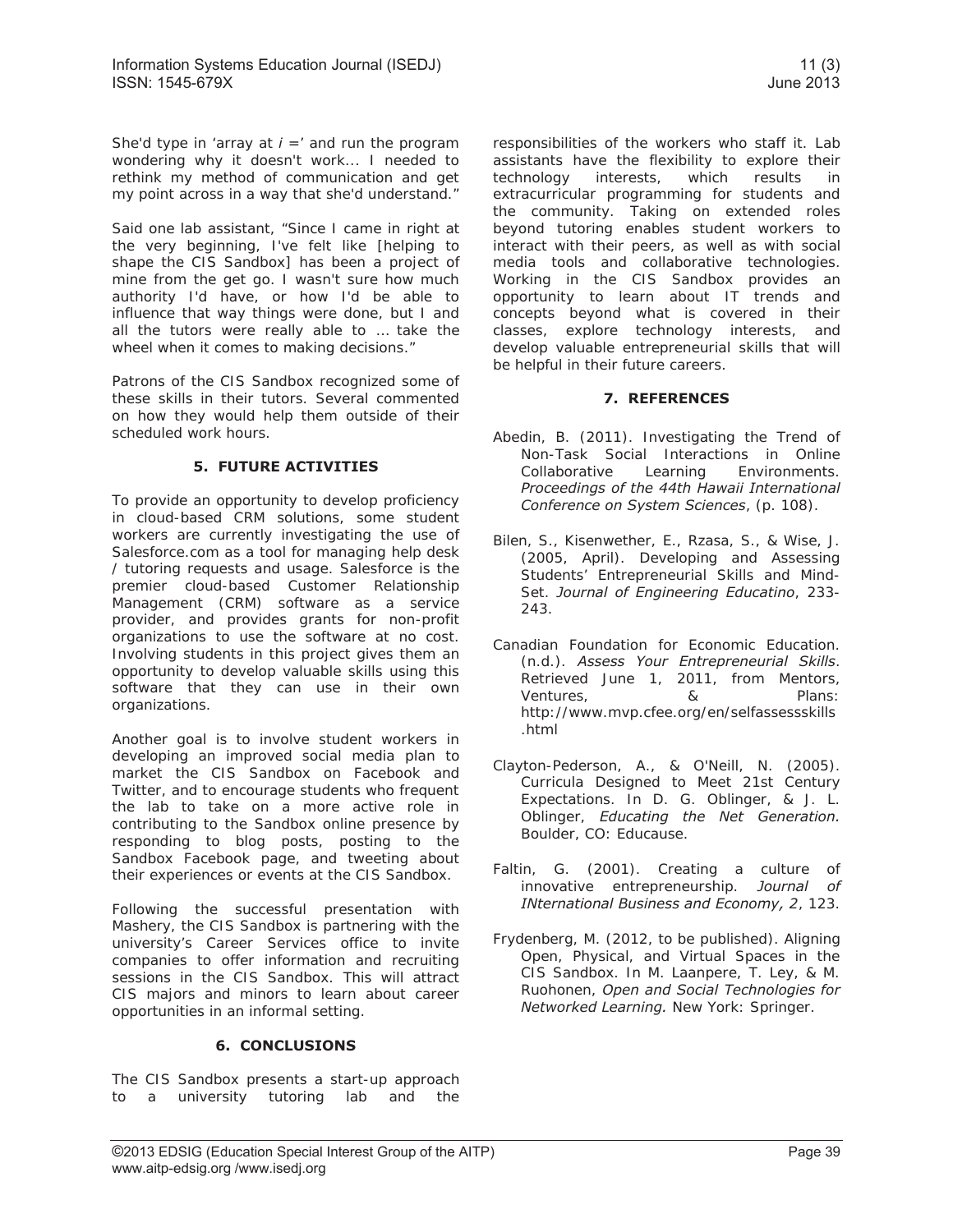She'd type in 'array at $i$ =' and run the program wondering why it doesn't work... I needed to rethink my method of communication and get my point across in a way that she'd understand."

Said one lab assistant, "Since I came in right at the very beginning, I've felt like [helping to shape the CIS Sandbox] has been a project of mine from the get go. I wasn't sure how much authority I'd have, or how I'd be able to influence that way things were done, but I and all the tutors were really able to … take the wheel when it comes to making decisions."

Patrons of the CIS Sandbox recognized some of these skills in their tutors. Several commented on how they would help them outside of their scheduled work hours.

## 5. FUTURE ACTIVITIES

To provide an opportunity to develop proficiency in cloud-based CRM solutions, some student workers are currently investigating the use of Salesforce.com as a tool for managing help desk / tutoring requests and usage. Salesforce is the premier cloud-based Customer Relationship Management (CRM) software as a service provider, and provides grants for non-profit organizations to use the software at no cost. Involving students in this project gives them an opportunity to develop valuable skills using this software that they can use in their own organizations.

Another goal is to involve student workers in developing an improved social media plan to market the CIS Sandbox on Facebook and Twitter, and to encourage students who frequent the lab to take on a more active role in contributing to the Sandbox online presence by responding to blog posts, posting to the Sandbox Facebook page, and tweeting about their experiences or events at the CIS Sandbox.

Following the successful presentation with Mashery, the CIS Sandbox is partnering with the university's Career Services office to invite companies to offer information and recruiting sessions in the CIS Sandbox. This will attract CIS majors and minors to learn about career opportunities in an informal setting.

## 6. CONCLUSIONS

The CIS Sandbox presents a start-up approach to a university tutoring lab and the responsibilities of the workers who staff it. Lab assistants have the flexibility to explore their technology interests, which results in extracurricular programming for students and the community. Taking on extended roles beyond tutoring enables student workers to interact with their peers, as well as with social media tools and collaborative technologies. Working in the CIS Sandbox provides an opportunity to learn about IT trends and concepts beyond what is covered in their classes, explore technology interests, and develop valuable entrepreneurial skills that will be helpful in their future careers.

## 7. REFERENCES

Abedin, B. (2011). Investigating the Trend of Non-Task Social Interactions in Online Collaborative Learning Environments. *Proceedings of the 44th Hawaii International Conference on System Sciences*, (p. 108).

Bilen, S., Kisenwether, E., Rzasa, S., & Wise, J. (2005, April). Developing and Assessing Students' Entrepreneurial Skills and Mind-Set. *Journal of Engineering Educatino*, 233-243.

Canadian Foundation for Economic Education. (n.d.). *Assess Your Entrepreneurial Skills*. Retrieved June 1, 2011, from Mentors, Ventures, & Plans: http://www.mvp.cfee.org/en/selfassessskills.html

Clayton-Pederson, A., & O'Neill, N. (2005). Curricula Designed to Meet 21st Century Expectations. In D. G. Oblinger, & J. L. Oblinger, *Educating the Net Generation.* Boulder, CO: Educause.

Faltin, G. (2001). Creating a culture of innovative entrepreneurship. *Journal of INternational Business and Economy, 2*, 123.

Frydenberg, M. (2012, to be published). Aligning Open, Physical, and Virtual Spaces in the CIS Sandbox. In M. Laanpere, T. Ley, & M. Ruohonen, *Open and Social Technologies for Networked Learning.* New York: Springer.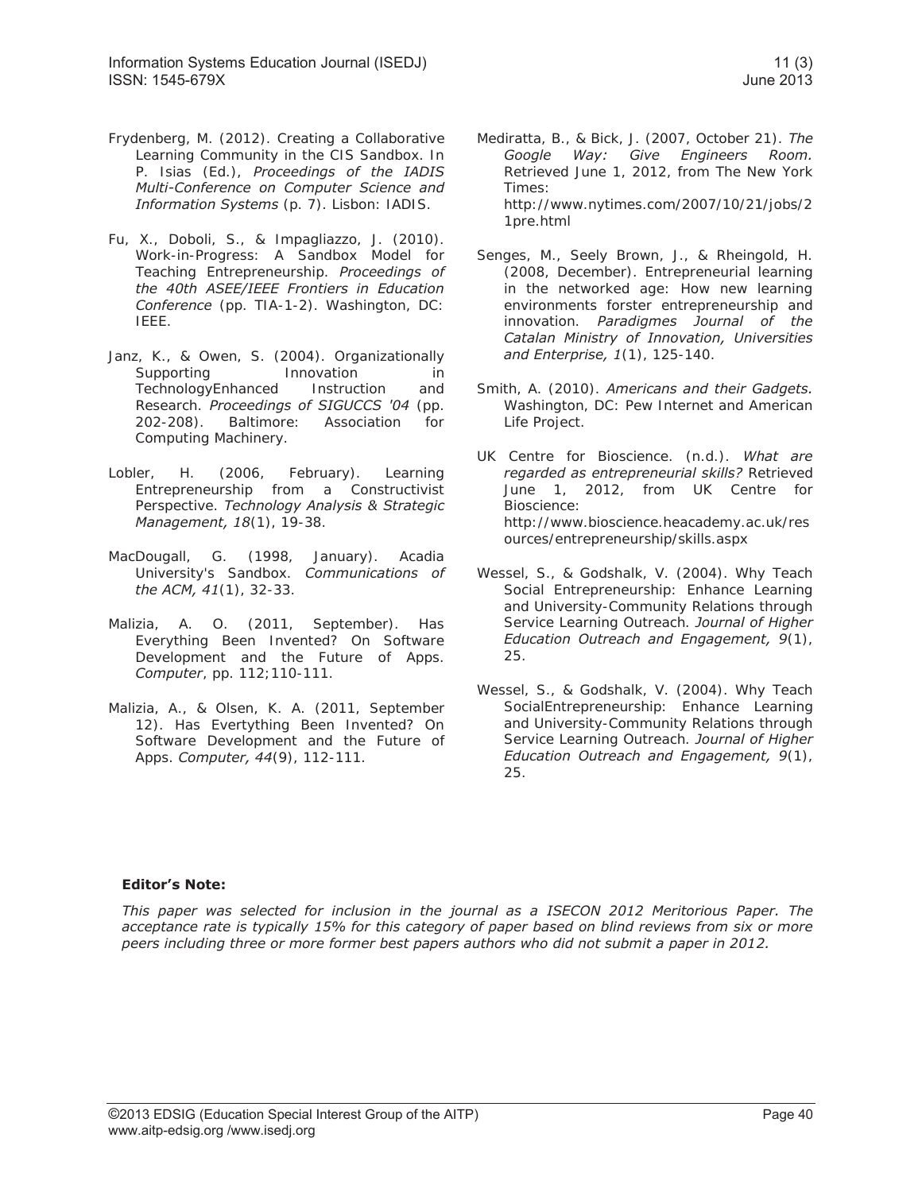Frydenberg, M. (2012). Creating a Collaborative Learning Community in the CIS Sandbox. In P. Isias (Ed.), *Proceedings of the IADIS Multi-Conference on Computer Science and Information Systems* (p. 7). Lisbon: IADIS.

Fu, X., Doboli, S., & Impagliazzo, J. (2010). Work-in-Progress: A Sandbox Model for Teaching Entrepreneurship. *Proceedings of the 40th ASEE/IEEE Frontiers in Education Conference* (pp. TIA-1-2). Washington, DC: IEEE.

Janz, K., & Owen, S. (2004). Organizationally Supporting Innovation in TechnologyEnhanced Instruction and Research. *Proceedings of SIGUCCS '04* (pp. 202-208). Baltimore: Association for Computing Machinery.

Lobler, H. (2006, February). Learning Entrepreneurship from a Constructivist Perspective. *Technology Analysis & Strategic Management, 18*(1), 19-38.

MacDougall, G. (1998, January). Acadia University's Sandbox. *Communications of the ACM, 41*(1), 32-33.

Malizia, A. O. (2011, September). Has Everything Been Invented? On Software Development and the Future of Apps. *Computer*, pp. 112;110-111.

Malizia, A., & Olsen, K. A. (2011, September 12). Has Evertything Been Invented? On Software Development and the Future of Apps. *Computer, 44*(9), 112-111.

Mediratta, B., & Bick, J. (2007, October 21). *The Google Way: Give Engineers Room.* Retrieved June 1, 2012, from The New York Times: http://www.nytimes.com/2007/10/21/jobs/21pre.html

Senges, M., Seely Brown, J., & Rheingold, H. (2008, December). Entrepreneurial learning in the networked age: How new learning environments forster entrepreneurship and innovation. *Paradigmes Journal of the Catalan Ministry of Innovation, Universities and Enterprise, 1*(1), 125-140.

Smith, A. (2010). *Americans and their Gadgets.* Washington, DC: Pew Internet and American Life Project.

UK Centre for Bioscience. (n.d.). *What are regarded as entrepreneurial skills?* Retrieved June 1, 2012, from UK Centre for Bioscience: http://www.bioscience.heacademy.ac.uk/resources/entrepreneurship/skills.aspx

Wessel, S., & Godshalk, V. (2004). Why Teach Social Entrepreneurship: Enhance Learning and University-Community Relations through Service Learning Outreach. *Journal of Higher Education Outreach and Engagement, 9*(1), 25.

Wessel, S., & Godshalk, V. (2004). Why Teach SocialEntrepreneurship: Enhance Learning and University-Community Relations through Service Learning Outreach. *Journal of Higher Education Outreach and Engagement, 9*(1), 25.

**Editor's Note:**

*This paper was selected for inclusion in the journal as a ISECON 2012 Meritorious Paper. The acceptance rate is typically 15% for this category of paper based on blind reviews from six or more peers including three or more former best papers authors who did not submit a paper in 2012.*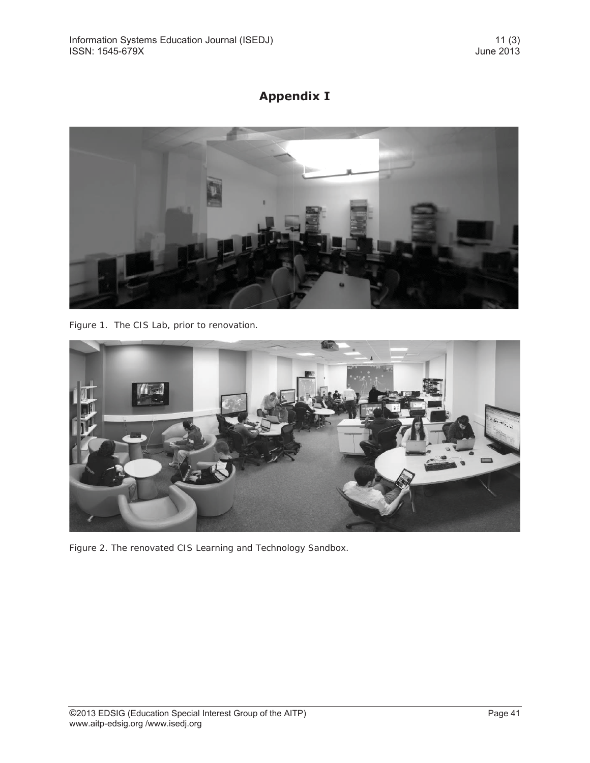# Appendix I

Figure 1. The CIS Lab, prior to renovation.

Figure 2. The renovated CIS Learning and Technology Sandbox.